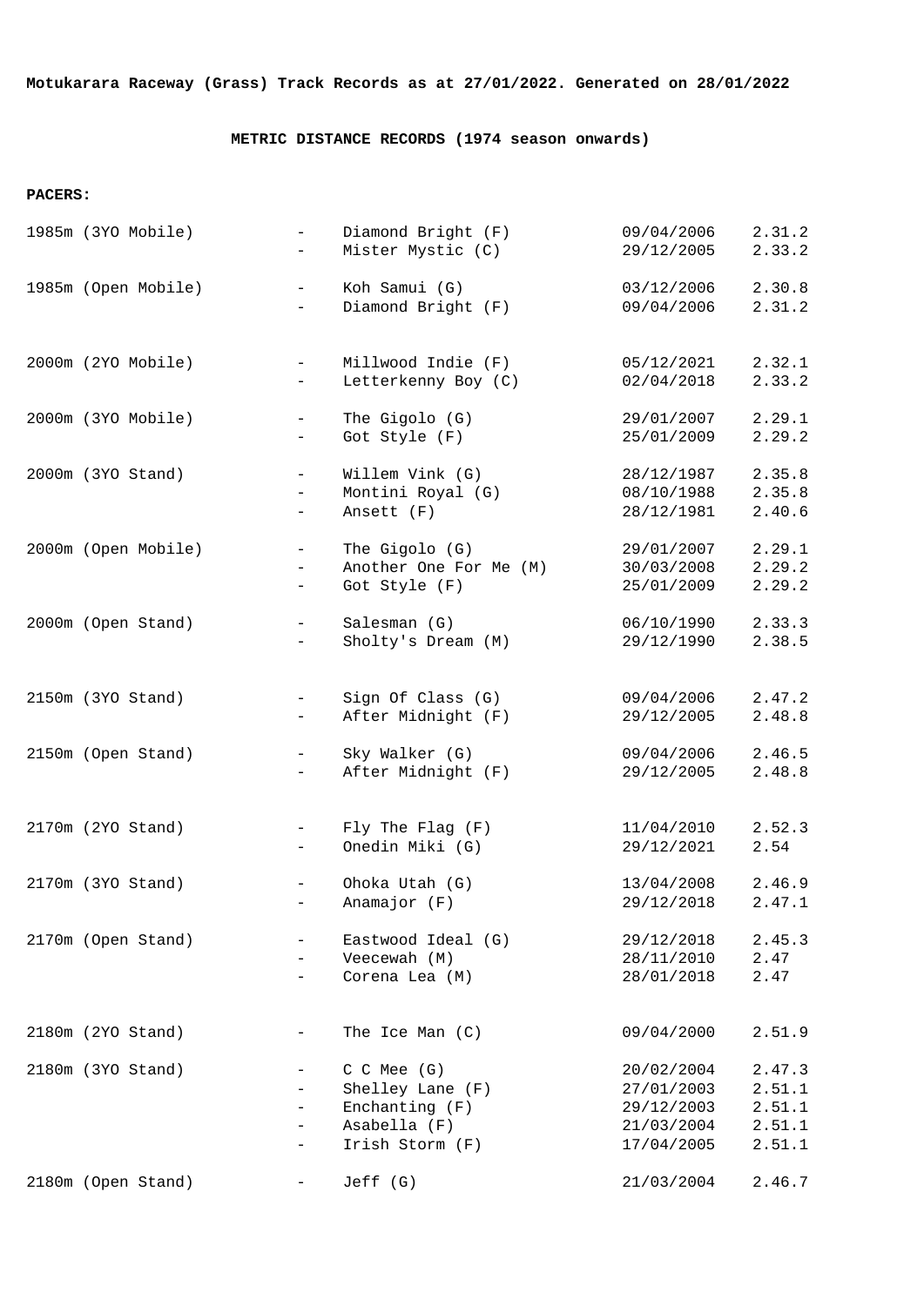**Motukarara Raceway (Grass) Track Records as at 27/01/2022. Generated on 28/01/2022**

## METRIC DISTANCE RECORDS (1974 season onwards)

**PACERS:**

| Distance | | Horse | Date | Time |
|---|---|---|---|---|
| 1985m (3YO Mobile) | - | Diamond Bright (F) | 09/04/2006 | 2.31.2 |
| | - | Mister Mystic (C) | 29/12/2005 | 2.33.2 |
| 1985m (Open Mobile) | - | Koh Samui (G) | 03/12/2006 | 2.30.8 |
| | - | Diamond Bright (F) | 09/04/2006 | 2.31.2 |
| 2000m (2YO Mobile) | - | Millwood Indie (F) | 05/12/2021 | 2.32.1 |
| | - | Letterkenny Boy (C) | 02/04/2018 | 2.33.2 |
| 2000m (3YO Mobile) | - | The Gigolo (G) | 29/01/2007 | 2.29.1 |
| | - | Got Style (F) | 25/01/2009 | 2.29.2 |
| 2000m (3YO Stand) | - | Willem Vink (G) | 28/12/1987 | 2.35.8 |
| | - | Montini Royal (G) | 08/10/1988 | 2.35.8 |
| | - | Ansett (F) | 28/12/1981 | 2.40.6 |
| 2000m (Open Mobile) | - | The Gigolo (G) | 29/01/2007 | 2.29.1 |
| | - | Another One For Me (M) | 30/03/2008 | 2.29.2 |
| | - | Got Style (F) | 25/01/2009 | 2.29.2 |
| 2000m (Open Stand) | - | Salesman (G) | 06/10/1990 | 2.33.3 |
| | - | Sholty's Dream (M) | 29/12/1990 | 2.38.5 |
| 2150m (3YO Stand) | - | Sign Of Class (G) | 09/04/2006 | 2.47.2 |
| | - | After Midnight (F) | 29/12/2005 | 2.48.8 |
| 2150m (Open Stand) | - | Sky Walker (G) | 09/04/2006 | 2.46.5 |
| | - | After Midnight (F) | 29/12/2005 | 2.48.8 |
| 2170m (2YO Stand) | - | Fly The Flag (F) | 11/04/2010 | 2.52.3 |
| | - | Onedin Miki (G) | 29/12/2021 | 2.54 |
| 2170m (3YO Stand) | - | Ohoka Utah (G) | 13/04/2008 | 2.46.9 |
| | - | Anamajor (F) | 29/12/2018 | 2.47.1 |
| 2170m (Open Stand) | - | Eastwood Ideal (G) | 29/12/2018 | 2.45.3 |
| | - | Veecewah (M) | 28/11/2010 | 2.47 |
| | - | Corena Lea (M) | 28/01/2018 | 2.47 |
| 2180m (2YO Stand) | - | The Ice Man (C) | 09/04/2000 | 2.51.9 |
| 2180m (3YO Stand) | - | C C Mee (G) | 20/02/2004 | 2.47.3 |
| | - | Shelley Lane (F) | 27/01/2003 | 2.51.1 |
| | - | Enchanting (F) | 29/12/2003 | 2.51.1 |
| | - | Asabella (F) | 21/03/2004 | 2.51.1 |
| | - | Irish Storm (F) | 17/04/2005 | 2.51.1 |
| 2180m (Open Stand) | - | Jeff (G) | 21/03/2004 | 2.46.7 |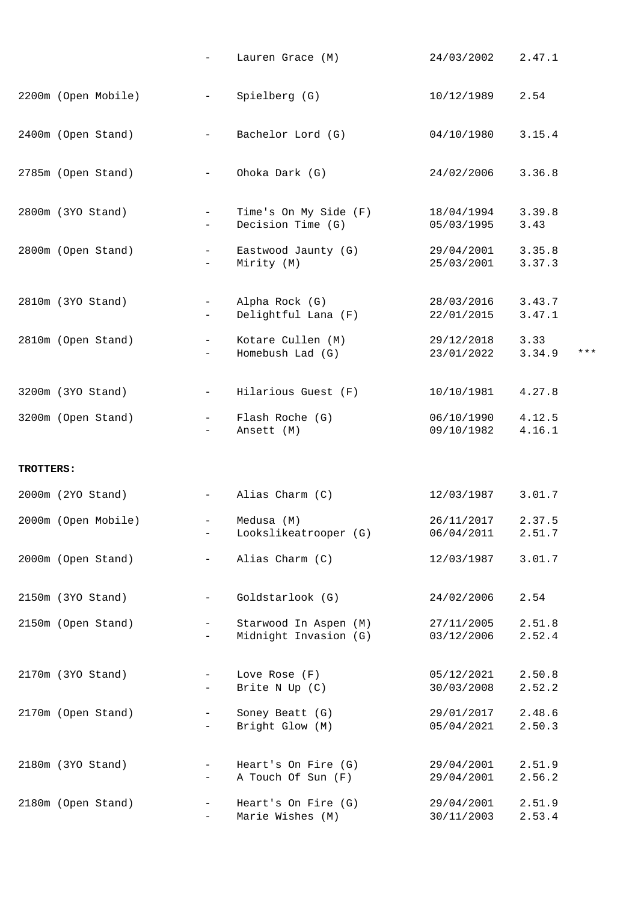| Distance | | Horse | Date | Time | |
|---|---|---|---|---|---|
| | - | Lauren Grace (M) | 24/03/2002 | 2.47.1 | |
| 2200m (Open Mobile) | - | Spielberg (G) | 10/12/1989 | 2.54 | |
| 2400m (Open Stand) | - | Bachelor Lord (G) | 04/10/1980 | 3.15.4 | |
| 2785m (Open Stand) | - | Ohoka Dark (G) | 24/02/2006 | 3.36.8 | |
| 2800m (3YO Stand) | - | Time's On My Side (F) | 18/04/1994 | 3.39.8 | |
| | - | Decision Time (G) | 05/03/1995 | 3.43 | |
| 2800m (Open Stand) | - | Eastwood Jaunty (G) | 29/04/2001 | 3.35.8 | |
| | - | Mirity (M) | 25/03/2001 | 3.37.3 | |
| 2810m (3YO Stand) | - | Alpha Rock (G) | 28/03/2016 | 3.43.7 | |
| | - | Delightful Lana (F) | 22/01/2015 | 3.47.1 | |
| 2810m (Open Stand) | - | Kotare Cullen (M) | 29/12/2018 | 3.33 | |
| | - | Homebush Lad (G) | 23/01/2022 | 3.34.9 | *** |
| 3200m (3YO Stand) | - | Hilarious Guest (F) | 10/10/1981 | 4.27.8 | |
| 3200m (Open Stand) | - | Flash Roche (G) | 06/10/1990 | 4.12.5 | |
| | - | Ansett (M) | 09/10/1982 | 4.16.1 | |

**TROTTERS:**

| Distance | | Horse | Date | Time |
|---|---|---|---|---|
| 2000m (2YO Stand) | - | Alias Charm (C) | 12/03/1987 | 3.01.7 |
| 2000m (Open Mobile) | - | Medusa (M) | 26/11/2017 | 2.37.5 |
| | - | Lookslikeatrooper (G) | 06/04/2011 | 2.51.7 |
| 2000m (Open Stand) | - | Alias Charm (C) | 12/03/1987 | 3.01.7 |
| 2150m (3YO Stand) | - | Goldstarlook (G) | 24/02/2006 | 2.54 |
| 2150m (Open Stand) | - | Starwood In Aspen (M) | 27/11/2005 | 2.51.8 |
| | - | Midnight Invasion (G) | 03/12/2006 | 2.52.4 |
| 2170m (3YO Stand) | - | Love Rose (F) | 05/12/2021 | 2.50.8 |
| | - | Brite N Up (C) | 30/03/2008 | 2.52.2 |
| 2170m (Open Stand) | - | Soney Beatt (G) | 29/01/2017 | 2.48.6 |
| | - | Bright Glow (M) | 05/04/2021 | 2.50.3 |
| 2180m (3YO Stand) | - | Heart's On Fire (G) | 29/04/2001 | 2.51.9 |
| | - | A Touch Of Sun (F) | 29/04/2001 | 2.56.2 |
| 2180m (Open Stand) | - | Heart's On Fire (G) | 29/04/2001 | 2.51.9 |
| | - | Marie Wishes (M) | 30/11/2003 | 2.53.4 |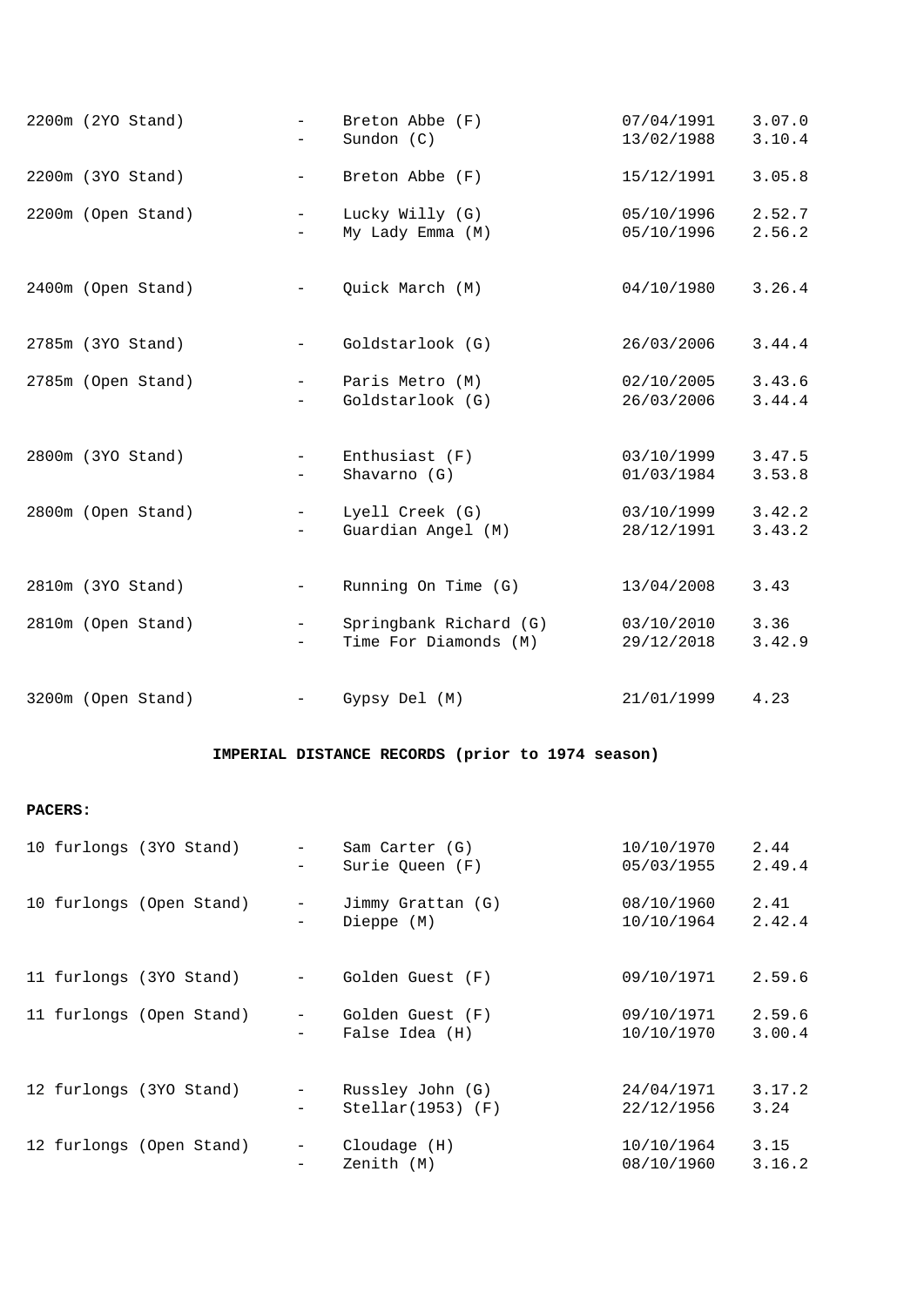| | | | | |
|---|---|---|---|---|
| 2200m (2YO Stand) | - | Breton Abbe (F) | 07/04/1991 | 3.07.0 |
| | - | Sundon (C) | 13/02/1988 | 3.10.4 |
| 2200m (3YO Stand) | - | Breton Abbe (F) | 15/12/1991 | 3.05.8 |
| 2200m (Open Stand) | - | Lucky Willy (G) | 05/10/1996 | 2.52.7 |
| | - | My Lady Emma (M) | 05/10/1996 | 2.56.2 |
| 2400m (Open Stand) | - | Quick March (M) | 04/10/1980 | 3.26.4 |
| 2785m (3YO Stand) | - | Goldstarlook (G) | 26/03/2006 | 3.44.4 |
| 2785m (Open Stand) | - | Paris Metro (M) | 02/10/2005 | 3.43.6 |
| | - | Goldstarlook (G) | 26/03/2006 | 3.44.4 |
| 2800m (3YO Stand) | - | Enthusiast (F) | 03/10/1999 | 3.47.5 |
| | - | Shavarno (G) | 01/03/1984 | 3.53.8 |
| 2800m (Open Stand) | - | Lyell Creek (G) | 03/10/1999 | 3.42.2 |
| | - | Guardian Angel (M) | 28/12/1991 | 3.43.2 |
| 2810m (3YO Stand) | - | Running On Time (G) | 13/04/2008 | 3.43 |
| 2810m (Open Stand) | - | Springbank Richard (G) | 03/10/2010 | 3.36 |
| | - | Time For Diamonds (M) | 29/12/2018 | 3.42.9 |
| 3200m (Open Stand) | - | Gypsy Del (M) | 21/01/1999 | 4.23 |

**IMPERIAL DISTANCE RECORDS (prior to 1974 season)**

**PACERS:**

| | | | | |
|---|---|---|---|---|
| 10 furlongs (3YO Stand) | - | Sam Carter (G) | 10/10/1970 | 2.44 |
| | - | Surie Queen (F) | 05/03/1955 | 2.49.4 |
| 10 furlongs (Open Stand) | - | Jimmy Grattan (G) | 08/10/1960 | 2.41 |
| | - | Dieppe (M) | 10/10/1964 | 2.42.4 |
| 11 furlongs (3YO Stand) | - | Golden Guest (F) | 09/10/1971 | 2.59.6 |
| 11 furlongs (Open Stand) | - | Golden Guest (F) | 09/10/1971 | 2.59.6 |
| | - | False Idea (H) | 10/10/1970 | 3.00.4 |
| 12 furlongs (3YO Stand) | - | Russley John (G) | 24/04/1971 | 3.17.2 |
| | - | Stellar(1953) (F) | 22/12/1956 | 3.24 |
| 12 furlongs (Open Stand) | - | Cloudage (H) | 10/10/1964 | 3.15 |
| | - | Zenith (M) | 08/10/1960 | 3.16.2 |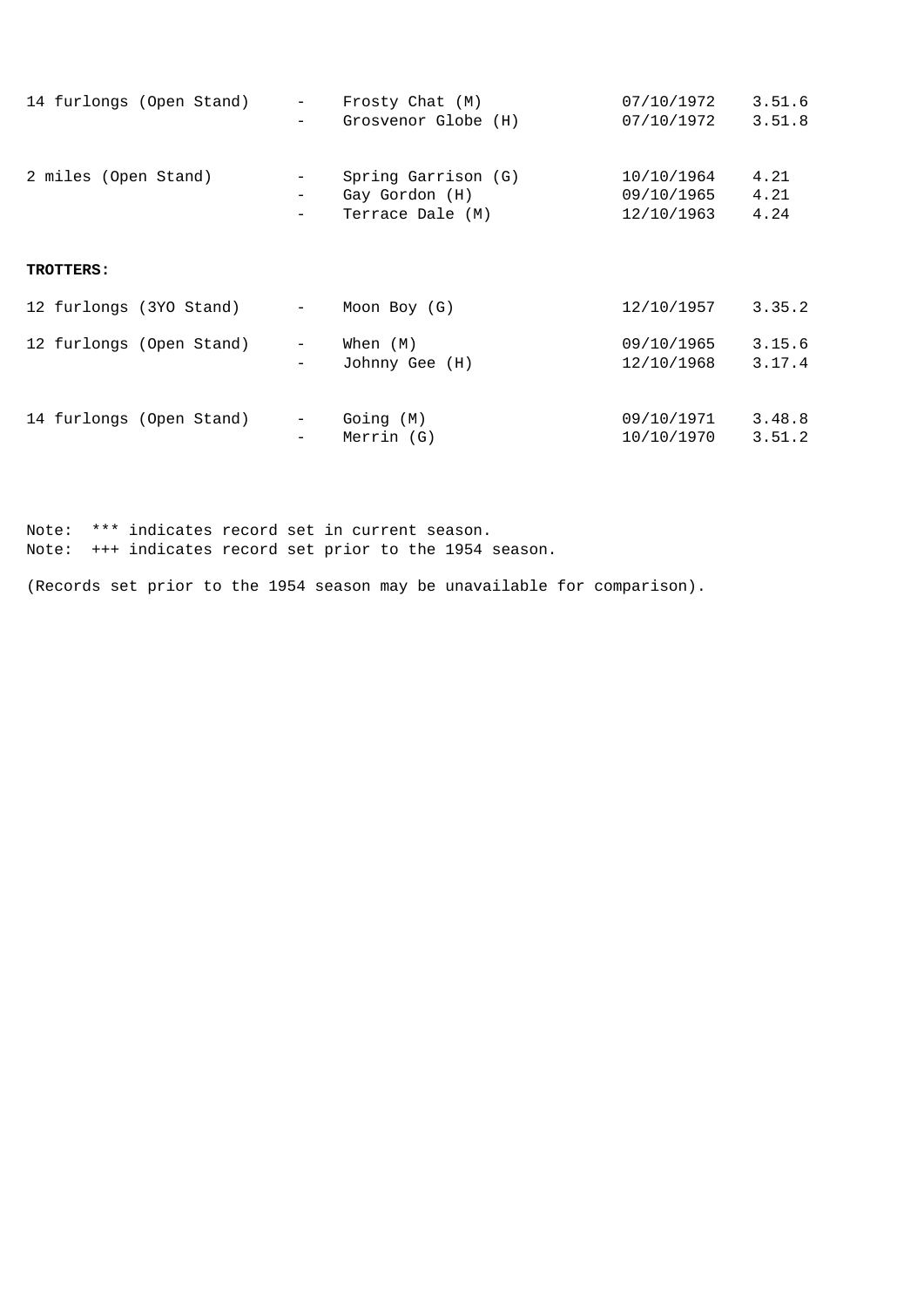| | | | | |
|---|---|---|---|---|
| 14 furlongs (Open Stand) | - | Frosty Chat (M) | 07/10/1972 | 3.51.6 |
| | - | Grosvenor Globe (H) | 07/10/1972 | 3.51.8 |
| 2 miles (Open Stand) | - | Spring Garrison (G) | 10/10/1964 | 4.21 |
| | - | Gay Gordon (H) | 09/10/1965 | 4.21 |
| | - | Terrace Dale (M) | 12/10/1963 | 4.24 |

**TROTTERS:**

| | | | | |
|---|---|---|---|---|
| 12 furlongs (3YO Stand) | - | Moon Boy (G) | 12/10/1957 | 3.35.2 |
| 12 furlongs (Open Stand) | - | When (M) | 09/10/1965 | 3.15.6 |
| | - | Johnny Gee (H) | 12/10/1968 | 3.17.4 |
| 14 furlongs (Open Stand) | - | Going (M) | 09/10/1971 | 3.48.8 |
| | - | Merrin (G) | 10/10/1970 | 3.51.2 |

Note: *** indicates record set in current season.
Note: +++ indicates record set prior to the 1954 season.

(Records set prior to the 1954 season may be unavailable for comparison).